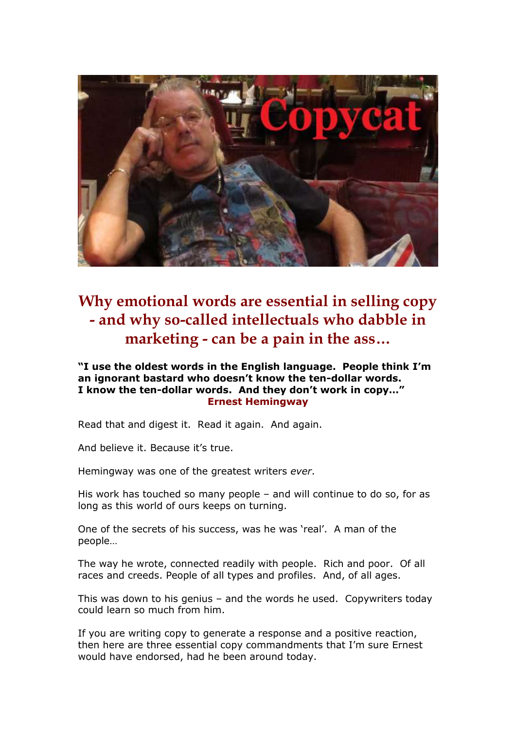# Why emotional words are essential in selling copy - and why so-called intellectuals who dabble in marketing - can be a pain in the ass…

**"I use the oldest words in the English language. People think I'm an ignorant bastard who doesn't know the ten-dollar words. I know the ten-dollar words. And they don't work in copy…"**
**Ernest Hemingway**

Read that and digest it. Read it again. And again.

And believe it. Because it's true.

Hemingway was one of the greatest writers *ever*.

His work has touched so many people – and will continue to do so, for as long as this world of ours keeps on turning.

One of the secrets of his success, was he was 'real'. A man of the people…

The way he wrote, connected readily with people. Rich and poor. Of all races and creeds. People of all types and profiles. And, of all ages.

This was down to his genius – and the words he used. Copywriters today could learn so much from him.

If you are writing copy to generate a response and a positive reaction, then here are three essential copy commandments that I'm sure Ernest would have endorsed, had he been around today.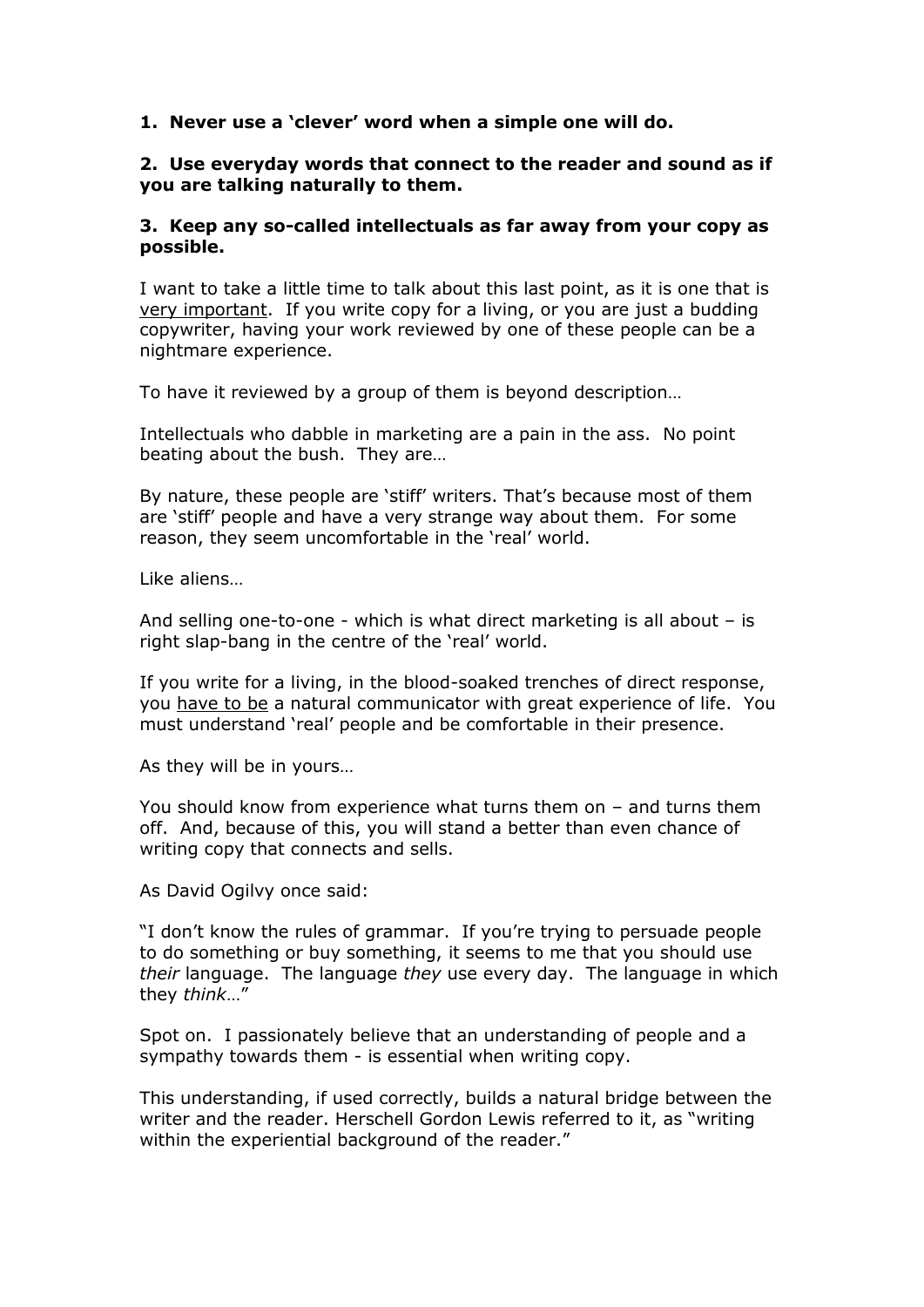**1. Never use a 'clever' word when a simple one will do.**

**2. Use everyday words that connect to the reader and sound as if you are talking naturally to them.**

**3. Keep any so-called intellectuals as far away from your copy as possible.**

I want to take a little time to talk about this last point, as it is one that is <u>very important</u>. If you write copy for a living, or you are just a budding copywriter, having your work reviewed by one of these people can be a nightmare experience.

To have it reviewed by a group of them is beyond description…

Intellectuals who dabble in marketing are a pain in the ass. No point beating about the bush. They are…

By nature, these people are 'stiff' writers. That's because most of them are 'stiff' people and have a very strange way about them. For some reason, they seem uncomfortable in the 'real' world.

Like aliens…

And selling one-to-one - which is what direct marketing is all about – is right slap-bang in the centre of the 'real' world.

If you write for a living, in the blood-soaked trenches of direct response, you <u>have to be</u> a natural communicator with great experience of life. You must understand 'real' people and be comfortable in their presence.

As they will be in yours…

You should know from experience what turns them on – and turns them off. And, because of this, you will stand a better than even chance of writing copy that connects and sells.

As David Ogilvy once said:

"I don't know the rules of grammar. If you're trying to persuade people to do something or buy something, it seems to me that you should use *their* language. The language *they* use every day. The language in which they *think*…"

Spot on. I passionately believe that an understanding of people and a sympathy towards them - is essential when writing copy.

This understanding, if used correctly, builds a natural bridge between the writer and the reader. Herschell Gordon Lewis referred to it, as "writing within the experiential background of the reader."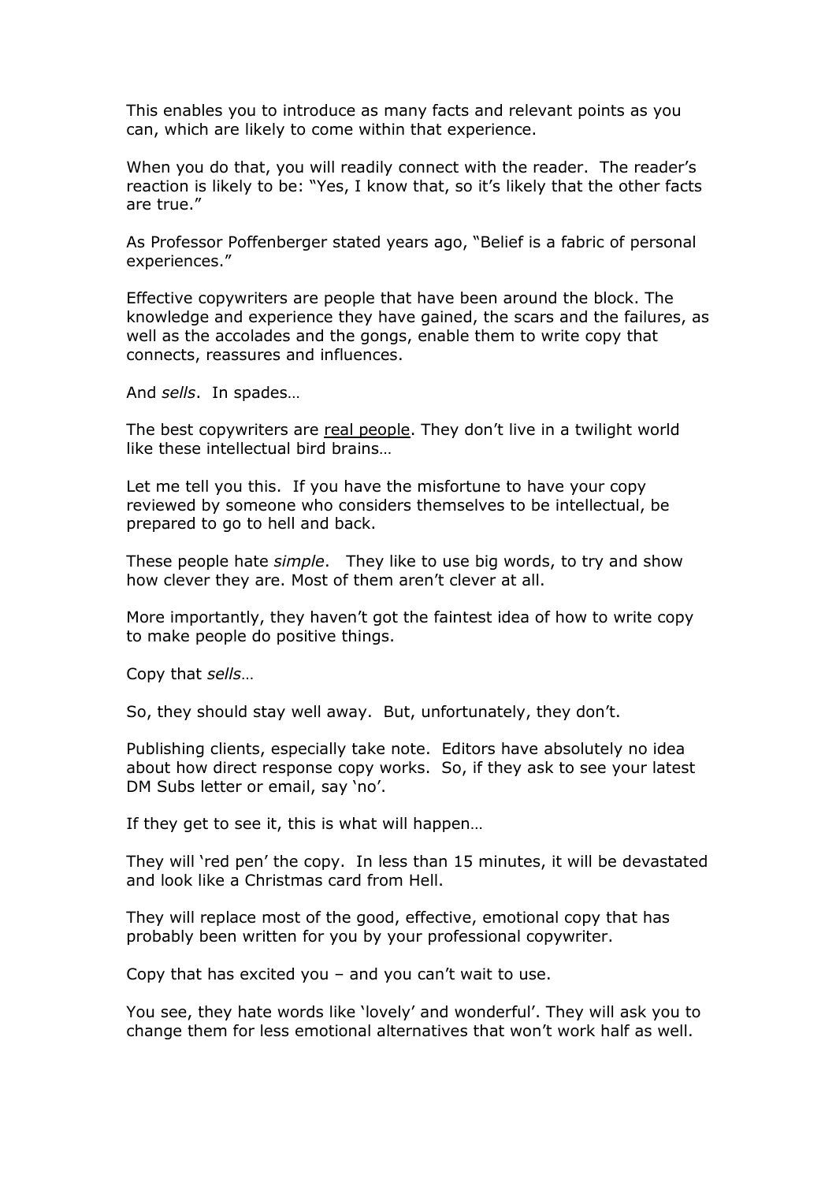This enables you to introduce as many facts and relevant points as you can, which are likely to come within that experience.

When you do that, you will readily connect with the reader. The reader's reaction is likely to be: "Yes, I know that, so it's likely that the other facts are true."

As Professor Poffenberger stated years ago, "Belief is a fabric of personal experiences."

Effective copywriters are people that have been around the block. The knowledge and experience they have gained, the scars and the failures, as well as the accolades and the gongs, enable them to write copy that connects, reassures and influences.

And *sells*. In spades…

The best copywriters are <u>real people</u>. They don't live in a twilight world like these intellectual bird brains…

Let me tell you this. If you have the misfortune to have your copy reviewed by someone who considers themselves to be intellectual, be prepared to go to hell and back.

These people hate *simple*. They like to use big words, to try and show how clever they are. Most of them aren't clever at all.

More importantly, they haven't got the faintest idea of how to write copy to make people do positive things.

Copy that *sells*…

So, they should stay well away. But, unfortunately, they don't.

Publishing clients, especially take note. Editors have absolutely no idea about how direct response copy works. So, if they ask to see your latest DM Subs letter or email, say 'no'.

If they get to see it, this is what will happen…

They will 'red pen' the copy. In less than 15 minutes, it will be devastated and look like a Christmas card from Hell.

They will replace most of the good, effective, emotional copy that has probably been written for you by your professional copywriter.

Copy that has excited you – and you can't wait to use.

You see, they hate words like 'lovely' and wonderful'. They will ask you to change them for less emotional alternatives that won't work half as well.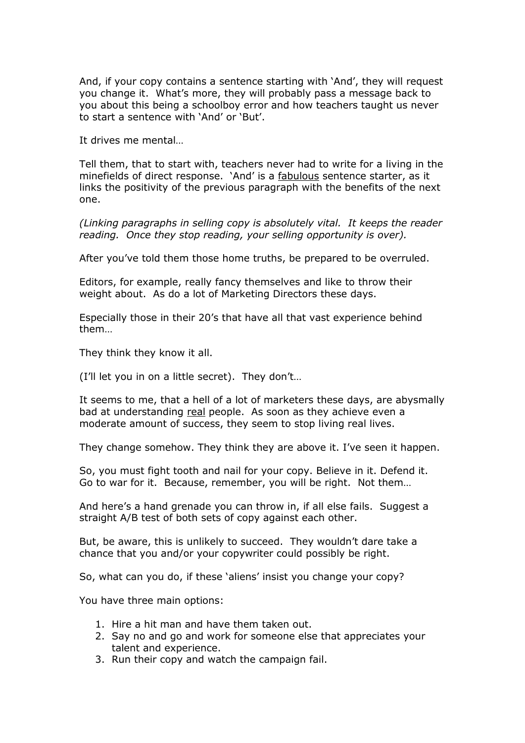And, if your copy contains a sentence starting with 'And', they will request you change it. What's more, they will probably pass a message back to you about this being a schoolboy error and how teachers taught us never to start a sentence with 'And' or 'But'.

It drives me mental…

Tell them, that to start with, teachers never had to write for a living in the minefields of direct response. 'And' is a <u>fabulous</u> sentence starter, as it links the positivity of the previous paragraph with the benefits of the next one.

*(Linking paragraphs in selling copy is absolutely vital. It keeps the reader reading. Once they stop reading, your selling opportunity is over).*

After you've told them those home truths, be prepared to be overruled.

Editors, for example, really fancy themselves and like to throw their weight about. As do a lot of Marketing Directors these days.

Especially those in their 20's that have all that vast experience behind them…

They think they know it all.

(I'll let you in on a little secret). They don't…

It seems to me, that a hell of a lot of marketers these days, are abysmally bad at understanding <u>real</u> people. As soon as they achieve even a moderate amount of success, they seem to stop living real lives.

They change somehow. They think they are above it. I've seen it happen.

So, you must fight tooth and nail for your copy. Believe in it. Defend it. Go to war for it. Because, remember, you will be right. Not them…

And here's a hand grenade you can throw in, if all else fails. Suggest a straight A/B test of both sets of copy against each other.

But, be aware, this is unlikely to succeed. They wouldn't dare take a chance that you and/or your copywriter could possibly be right.

So, what can you do, if these 'aliens' insist you change your copy?

You have three main options:

1. Hire a hit man and have them taken out.
2. Say no and go and work for someone else that appreciates your talent and experience.
3. Run their copy and watch the campaign fail.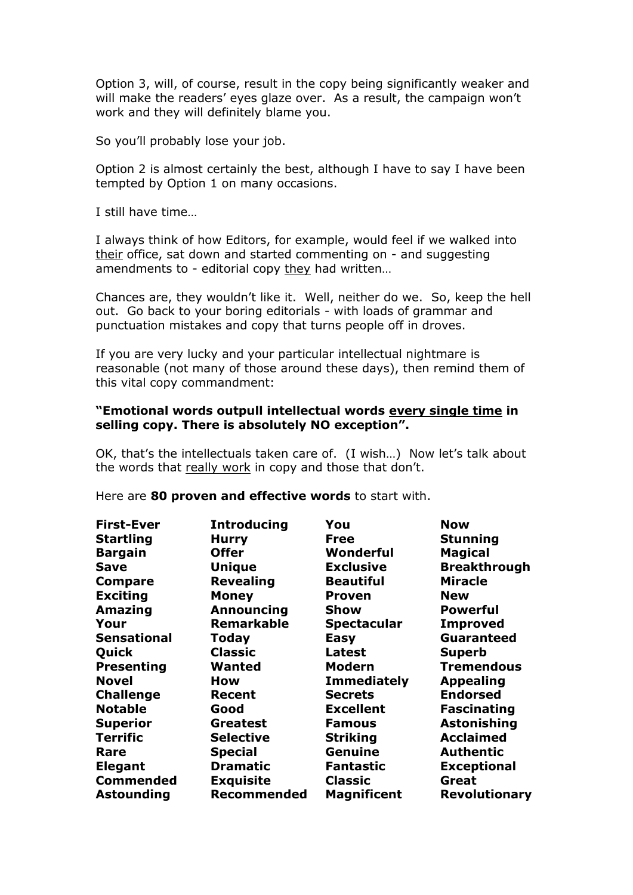Option 3, will, of course, result in the copy being significantly weaker and will make the readers' eyes glaze over. As a result, the campaign won't work and they will definitely blame you.

So you'll probably lose your job.

Option 2 is almost certainly the best, although I have to say I have been tempted by Option 1 on many occasions.

I still have time…

I always think of how Editors, for example, would feel if we walked into <u>their</u> office, sat down and started commenting on - and suggesting amendments to - editorial copy <u>they</u> had written…

Chances are, they wouldn't like it. Well, neither do we. So, keep the hell out. Go back to your boring editorials - with loads of grammar and punctuation mistakes and copy that turns people off in droves.

If you are very lucky and your particular intellectual nightmare is reasonable (not many of those around these days), then remind them of this vital copy commandment:

**"Emotional words outpull intellectual words <u>every single time</u> in selling copy. There is absolutely NO exception".**

OK, that's the intellectuals taken care of. (I wish…) Now let's talk about the words that <u>really work</u> in copy and those that don't.

Here are **80 proven and effective words** to start with.

| | | | |
|---|---|---|---|
| **First-Ever** | **Introducing** | **You** | **Now** |
| **Startling** | **Hurry** | **Free** | **Stunning** |
| **Bargain** | **Offer** | **Wonderful** | **Magical** |
| **Save** | **Unique** | **Exclusive** | **Breakthrough** |
| **Compare** | **Revealing** | **Beautiful** | **Miracle** |
| **Exciting** | **Money** | **Proven** | **New** |
| **Amazing** | **Announcing** | **Show** | **Powerful** |
| **Your** | **Remarkable** | **Spectacular** | **Improved** |
| **Sensational** | **Today** | **Easy** | **Guaranteed** |
| **Quick** | **Classic** | **Latest** | **Superb** |
| **Presenting** | **Wanted** | **Modern** | **Tremendous** |
| **Novel** | **How** | **Immediately** | **Appealing** |
| **Challenge** | **Recent** | **Secrets** | **Endorsed** |
| **Notable** | **Good** | **Excellent** | **Fascinating** |
| **Superior** | **Greatest** | **Famous** | **Astonishing** |
| **Terrific** | **Selective** | **Striking** | **Acclaimed** |
| **Rare** | **Special** | **Genuine** | **Authentic** |
| **Elegant** | **Dramatic** | **Fantastic** | **Exceptional** |
| **Commended** | **Exquisite** | **Classic** | **Great** |
| **Astounding** | **Recommended** | **Magnificent** | **Revolutionary** |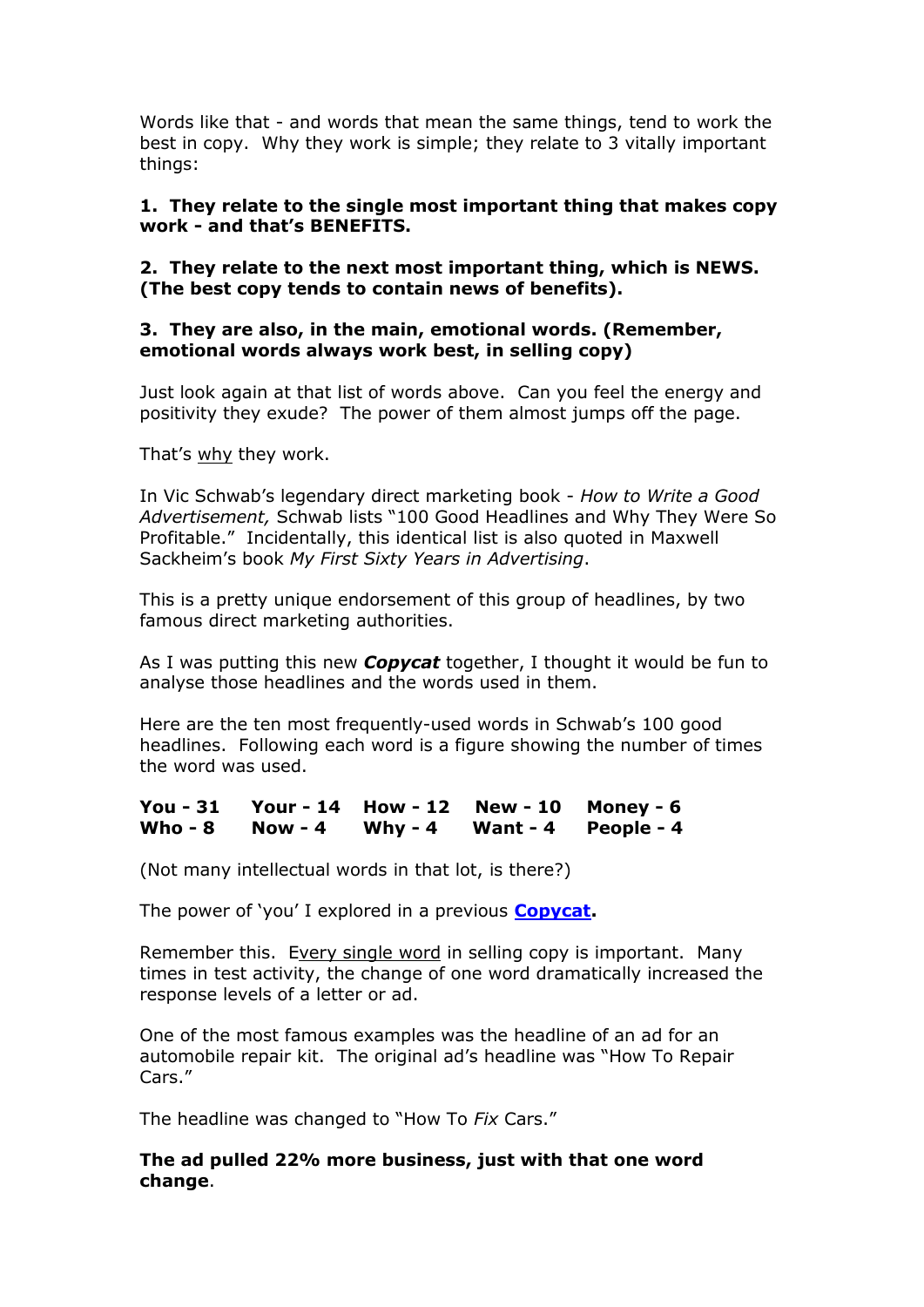Words like that - and words that mean the same things, tend to work the best in copy. Why they work is simple; they relate to 3 vitally important things:

**1. They relate to the single most important thing that makes copy work - and that's BENEFITS.**

**2. They relate to the next most important thing, which is NEWS. (The best copy tends to contain news of benefits).**

**3. They are also, in the main, emotional words. (Remember, emotional words always work best, in selling copy)**

Just look again at that list of words above. Can you feel the energy and positivity they exude? The power of them almost jumps off the page.

That's why they work.

In Vic Schwab's legendary direct marketing book - *How to Write a Good Advertisement,* Schwab lists "100 Good Headlines and Why They Were So Profitable." Incidentally, this identical list is also quoted in Maxwell Sackheim's book *My First Sixty Years in Advertising*.

This is a pretty unique endorsement of this group of headlines, by two famous direct marketing authorities.

As I was putting this new ***Copycat*** together, I thought it would be fun to analyse those headlines and the words used in them.

Here are the ten most frequently-used words in Schwab's 100 good headlines. Following each word is a figure showing the number of times the word was used.

| | | | | |
|---|---|---|---|---|
| **You - 31** | **Your - 14** | **How - 12** | **New - 10** | **Money - 6** |
| **Who - 8** | **Now - 4** | **Why - 4** | **Want - 4** | **People - 4** |

(Not many intellectual words in that lot, is there?)

The power of 'you' I explored in a previous **Copycat**.

Remember this. Every single word in selling copy is important. Many times in test activity, the change of one word dramatically increased the response levels of a letter or ad.

One of the most famous examples was the headline of an ad for an automobile repair kit. The original ad's headline was "How To Repair Cars."

The headline was changed to "How To *Fix* Cars."

**The ad pulled 22% more business, just with that one word change**.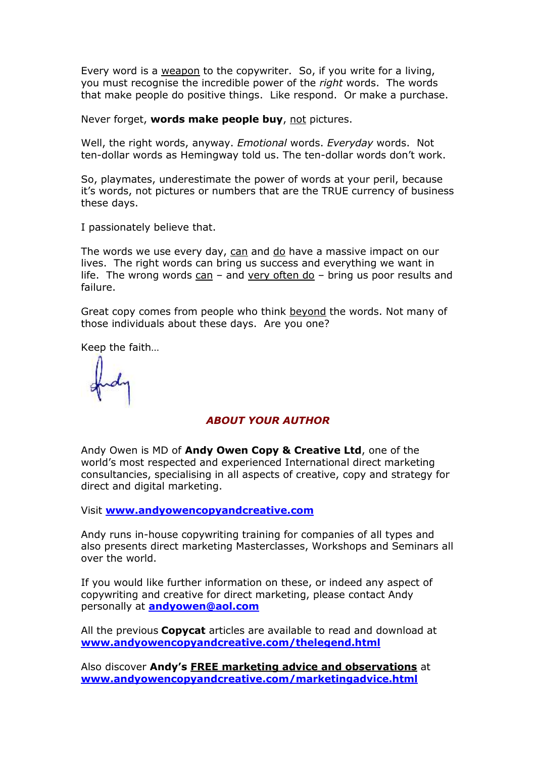Every word is a <u>weapon</u> to the copywriter. So, if you write for a living, you must recognise the incredible power of the *right* words. The words that make people do positive things. Like respond. Or make a purchase.

Never forget, **words make people buy**, <u>not</u> pictures.

Well, the right words, anyway. *Emotional* words. *Everyday* words. Not ten-dollar words as Hemingway told us. The ten-dollar words don't work.

So, playmates, underestimate the power of words at your peril, because it's words, not pictures or numbers that are the TRUE currency of business these days.

I passionately believe that.

The words we use every day, <u>can</u> and <u>do</u> have a massive impact on our lives. The right words can bring us success and everything we want in life. The wrong words <u>can</u> – and <u>very often do</u> – bring us poor results and failure.

Great copy comes from people who think <u>beyond</u> the words. Not many of those individuals about these days. Are you one?

Keep the faith…

Andy

## *ABOUT YOUR AUTHOR*

Andy Owen is MD of **Andy Owen Copy & Creative Ltd**, one of the world's most respected and experienced International direct marketing consultancies, specialising in all aspects of creative, copy and strategy for direct and digital marketing.

Visit **www.andyowencopyandcreative.com**

Andy runs in-house copywriting training for companies of all types and also presents direct marketing Masterclasses, Workshops and Seminars all over the world.

If you would like further information on these, or indeed any aspect of copywriting and creative for direct marketing, please contact Andy personally at **andyowen@aol.com**

All the previous **Copycat** articles are available to read and download at **www.andyowencopyandcreative.com/thelegend.html**

Also discover **Andy's <u>FREE marketing advice and observations</u>** at **www.andyowencopyandcreative.com/marketingadvice.html**